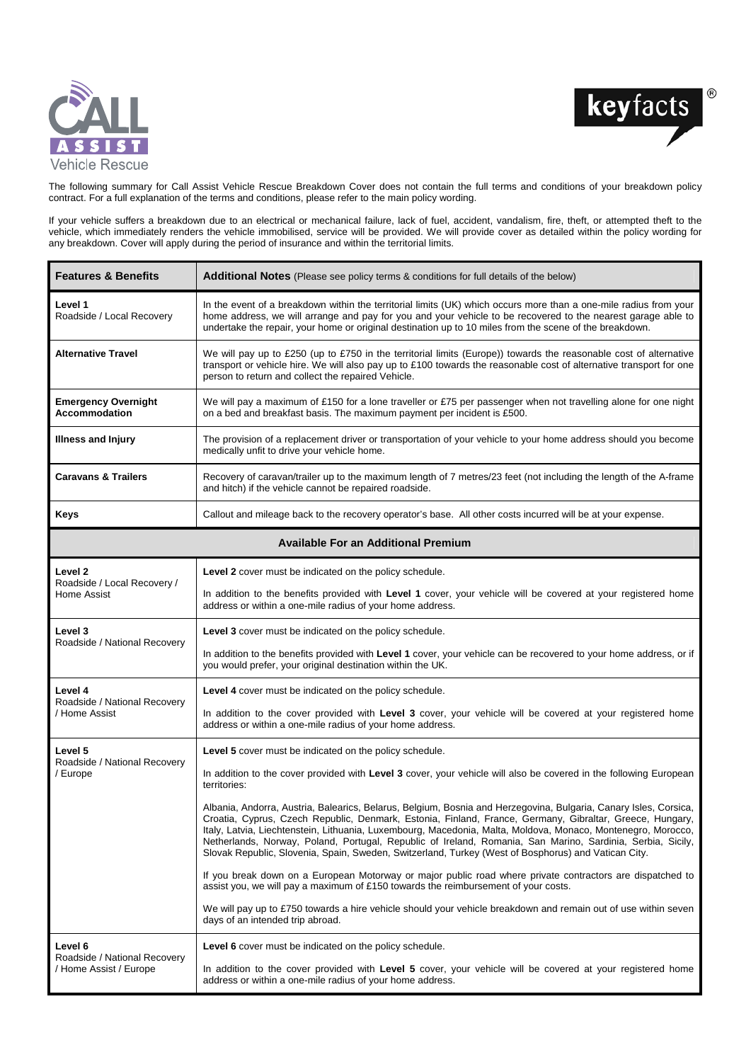Call Assist Vehicle Rescue

keyfacts®

The following summary for Call Assist Vehicle Rescue Breakdown Cover does not contain the full terms and conditions of your breakdown policy contract. For a full explanation of the terms and conditions, please refer to the main policy wording.

If your vehicle suffers a breakdown due to an electrical or mechanical failure, lack of fuel, accident, vandalism, fire, theft, or attempted theft to the vehicle, which immediately renders the vehicle immobilised, service will be provided. We will provide cover as detailed within the policy wording for any breakdown. Cover will apply during the period of insurance and within the territorial limits.

| **Features & Benefits** | **Additional Notes** (Please see policy terms & conditions for full details of the below) |
|---|---|
| **Level 1** Roadside / Local Recovery | In the event of a breakdown within the territorial limits (UK) which occurs more than a one-mile radius from your home address, we will arrange and pay for you and your vehicle to be recovered to the nearest garage able to undertake the repair, your home or original destination up to 10 miles from the scene of the breakdown. |
| **Alternative Travel** | We will pay up to £250 (up to £750 in the territorial limits (Europe)) towards the reasonable cost of alternative transport or vehicle hire. We will also pay up to £100 towards the reasonable cost of alternative transport for one person to return and collect the repaired Vehicle. |
| **Emergency Overnight Accommodation** | We will pay a maximum of £150 for a lone traveller or £75 per passenger when not travelling alone for one night on a bed and breakfast basis. The maximum payment per incident is £500. |
| **Illness and Injury** | The provision of a replacement driver or transportation of your vehicle to your home address should you become medically unfit to drive your vehicle home. |
| **Caravans & Trailers** | Recovery of caravan/trailer up to the maximum length of 7 metres/23 feet (not including the length of the A-frame and hitch) if the vehicle cannot be repaired roadside. |
| **Keys** | Callout and mileage back to the recovery operator's base. All other costs incurred will be at your expense. |
| **Available For an Additional Premium** | |
| **Level 2** Roadside / Local Recovery / Home Assist | **Level 2** cover must be indicated on the policy schedule.<br><br>In addition to the benefits provided with **Level 1** cover, your vehicle will be covered at your registered home address or within a one-mile radius of your home address. |
| **Level 3** Roadside / National Recovery | **Level 3** cover must be indicated on the policy schedule.<br><br>In addition to the benefits provided with **Level 1** cover, your vehicle can be recovered to your home address, or if you would prefer, your original destination within the UK. |
| **Level 4** Roadside / National Recovery / Home Assist | **Level 4** cover must be indicated on the policy schedule.<br><br>In addition to the cover provided with **Level 3** cover, your vehicle will be covered at your registered home address or within a one-mile radius of your home address. |
| **Level 5** Roadside / National Recovery / Europe | **Level 5** cover must be indicated on the policy schedule.<br><br>In addition to the cover provided with **Level 3** cover, your vehicle will also be covered in the following European territories:<br><br>Albania, Andorra, Austria, Balearics, Belarus, Belgium, Bosnia and Herzegovina, Bulgaria, Canary Isles, Corsica, Croatia, Cyprus, Czech Republic, Denmark, Estonia, Finland, France, Germany, Gibraltar, Greece, Hungary, Italy, Latvia, Liechtenstein, Lithuania, Luxembourg, Macedonia, Malta, Moldova, Monaco, Montenegro, Morocco, Netherlands, Norway, Poland, Portugal, Republic of Ireland, Romania, San Marino, Sardinia, Serbia, Sicily, Slovak Republic, Slovenia, Spain, Sweden, Switzerland, Turkey (West of Bosphorus) and Vatican City.<br><br>If you break down on a European Motorway or major public road where private contractors are dispatched to assist you, we will pay a maximum of £150 towards the reimbursement of your costs.<br><br>We will pay up to £750 towards a hire vehicle should your vehicle breakdown and remain out of use within seven days of an intended trip abroad. |
| **Level 6** Roadside / National Recovery / Home Assist / Europe | **Level 6** cover must be indicated on the policy schedule.<br><br>In addition to the cover provided with **Level 5** cover, your vehicle will be covered at your registered home address or within a one-mile radius of your home address. |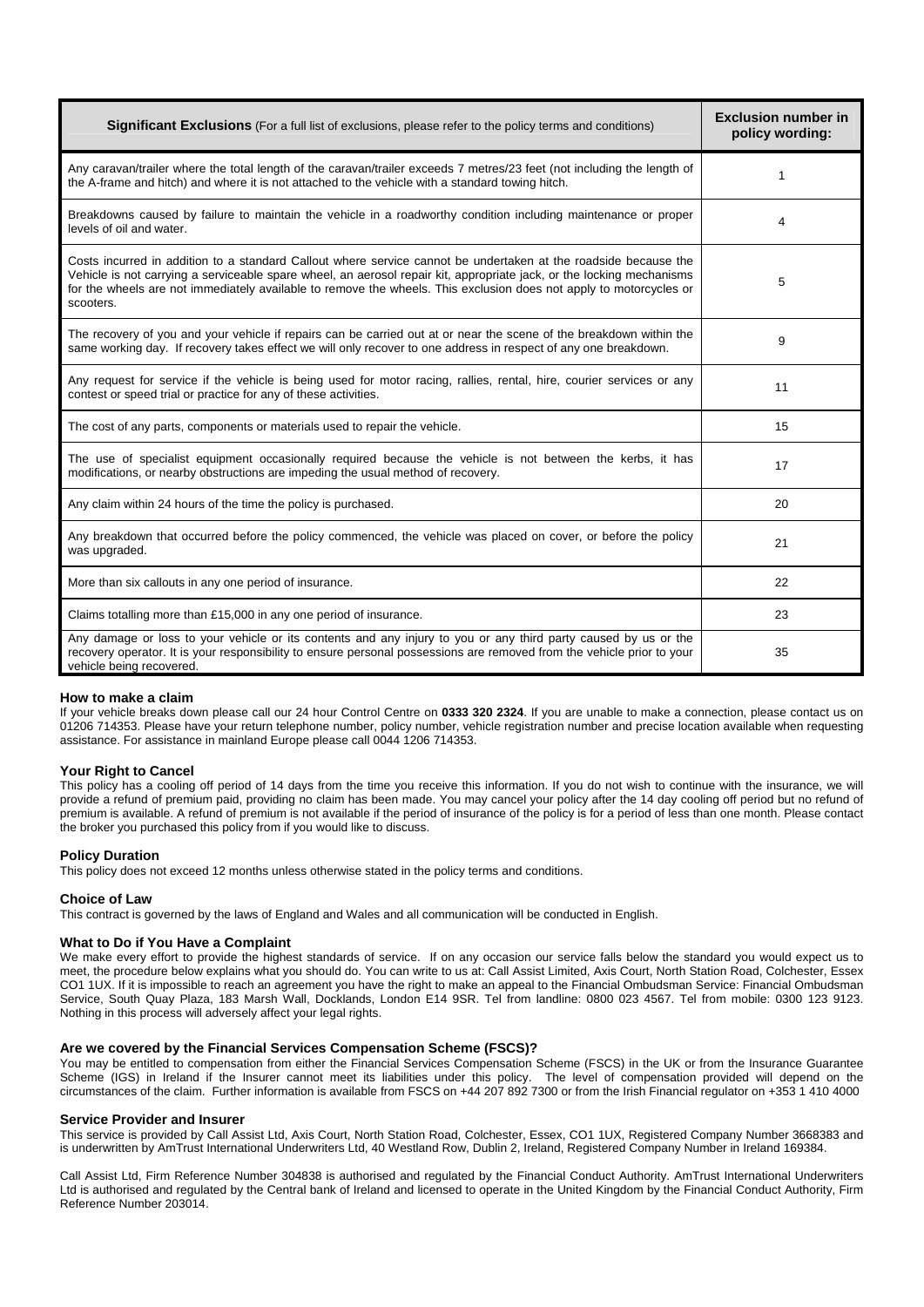| **Significant Exclusions** (For a full list of exclusions, please refer to the policy terms and conditions) | **Exclusion number in policy wording:** |
|---|---|
| Any caravan/trailer where the total length of the caravan/trailer exceeds 7 metres/23 feet (not including the length of the A-frame and hitch) and where it is not attached to the vehicle with a standard towing hitch. | 1 |
| Breakdowns caused by failure to maintain the vehicle in a roadworthy condition including maintenance or proper levels of oil and water. | 4 |
| Costs incurred in addition to a standard Callout where service cannot be undertaken at the roadside because the Vehicle is not carrying a serviceable spare wheel, an aerosol repair kit, appropriate jack, or the locking mechanisms for the wheels are not immediately available to remove the wheels. This exclusion does not apply to motorcycles or scooters. | 5 |
| The recovery of you and your vehicle if repairs can be carried out at or near the scene of the breakdown within the same working day. If recovery takes effect we will only recover to one address in respect of any one breakdown. | 9 |
| Any request for service if the vehicle is being used for motor racing, rallies, rental, hire, courier services or any contest or speed trial or practice for any of these activities. | 11 |
| The cost of any parts, components or materials used to repair the vehicle. | 15 |
| The use of specialist equipment occasionally required because the vehicle is not between the kerbs, it has modifications, or nearby obstructions are impeding the usual method of recovery. | 17 |
| Any claim within 24 hours of the time the policy is purchased. | 20 |
| Any breakdown that occurred before the policy commenced, the vehicle was placed on cover, or before the policy was upgraded. | 21 |
| More than six callouts in any one period of insurance. | 22 |
| Claims totalling more than £15,000 in any one period of insurance. | 23 |
| Any damage or loss to your vehicle or its contents and any injury to you or any third party caused by us or the recovery operator. It is your responsibility to ensure personal possessions are removed from the vehicle prior to your vehicle being recovered. | 35 |

### How to make a claim

If your vehicle breaks down please call our 24 hour Control Centre on **0333 320 2324**. If you are unable to make a connection, please contact us on 01206 714353. Please have your return telephone number, policy number, vehicle registration number and precise location available when requesting assistance. For assistance in mainland Europe please call 0044 1206 714353.

### Your Right to Cancel

This policy has a cooling off period of 14 days from the time you receive this information. If you do not wish to continue with the insurance, we will provide a refund of premium paid, providing no claim has been made. You may cancel your policy after the 14 day cooling off period but no refund of premium is available. A refund of premium is not available if the period of insurance of the policy is for a period of less than one month. Please contact the broker you purchased this policy from if you would like to discuss.

### Policy Duration

This policy does not exceed 12 months unless otherwise stated in the policy terms and conditions.

### Choice of Law

This contract is governed by the laws of England and Wales and all communication will be conducted in English.

### What to Do if You Have a Complaint

We make every effort to provide the highest standards of service. If on any occasion our service falls below the standard you would expect us to meet, the procedure below explains what you should do. You can write to us at: Call Assist Limited, Axis Court, North Station Road, Colchester, Essex CO1 1UX. If it is impossible to reach an agreement you have the right to make an appeal to the Financial Ombudsman Service: Financial Ombudsman Service, South Quay Plaza, 183 Marsh Wall, Docklands, London E14 9SR. Tel from landline: 0800 023 4567. Tel from mobile: 0300 123 9123. Nothing in this process will adversely affect your legal rights.

### Are we covered by the Financial Services Compensation Scheme (FSCS)?

You may be entitled to compensation from either the Financial Services Compensation Scheme (FSCS) in the UK or from the Insurance Guarantee Scheme (IGS) in Ireland if the Insurer cannot meet its liabilities under this policy. The level of compensation provided will depend on the circumstances of the claim. Further information is available from FSCS on +44 207 892 7300 or from the Irish Financial regulator on +353 1 410 4000

### Service Provider and Insurer

This service is provided by Call Assist Ltd, Axis Court, North Station Road, Colchester, Essex, CO1 1UX, Registered Company Number 3668383 and is underwritten by AmTrust International Underwriters Ltd, 40 Westland Row, Dublin 2, Ireland, Registered Company Number in Ireland 169384.

Call Assist Ltd, Firm Reference Number 304838 is authorised and regulated by the Financial Conduct Authority. AmTrust International Underwriters Ltd is authorised and regulated by the Central bank of Ireland and licensed to operate in the United Kingdom by the Financial Conduct Authority, Firm Reference Number 203014.